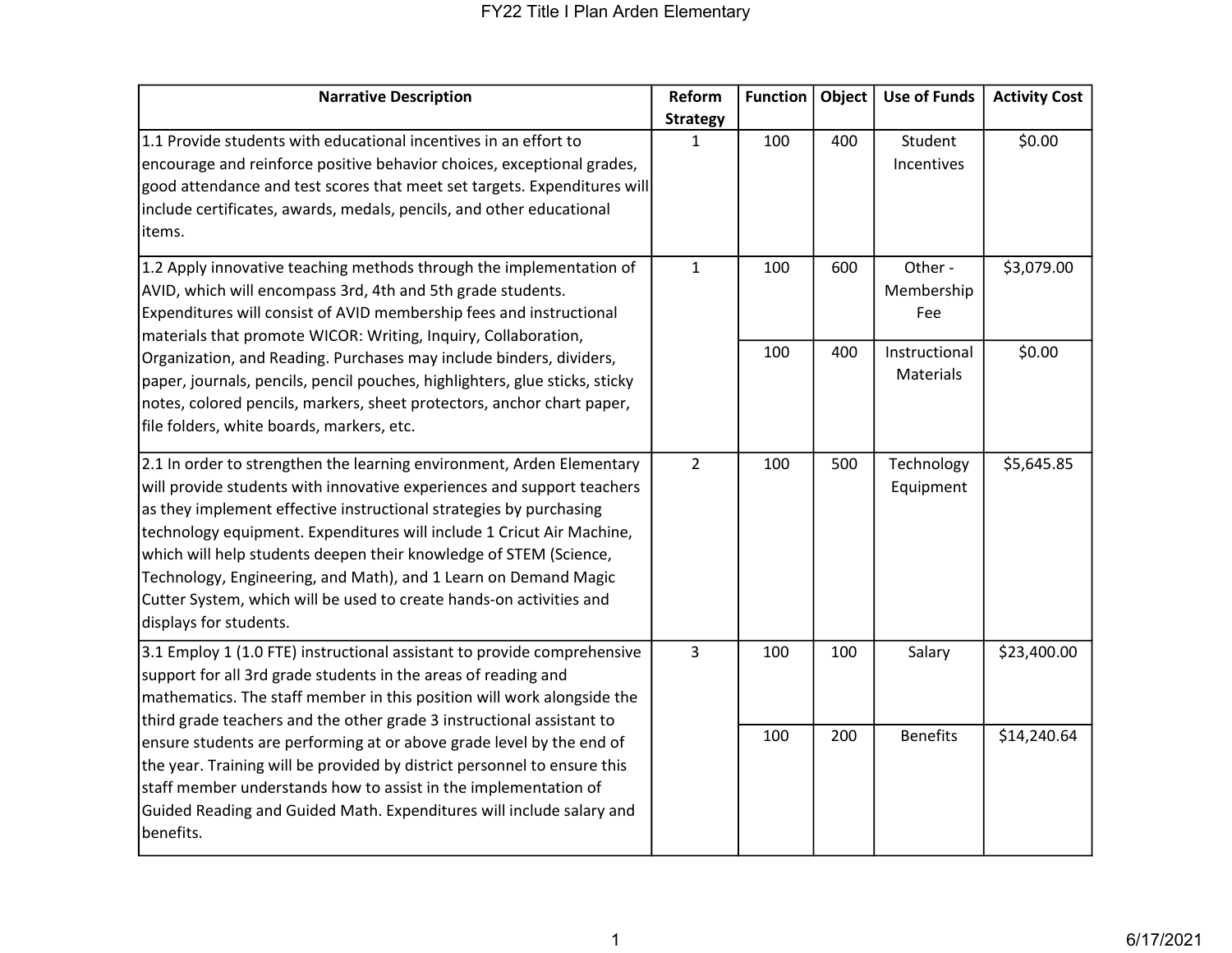# FY22 Title I Plan Arden Elementary

| Narrative Description | Reform Strategy | Function | Object | Use of Funds | Activity Cost |
|---|---|---|---|---|---|
| 1.1 Provide students with educational incentives in an effort to encourage and reinforce positive behavior choices, exceptional grades, good attendance and test scores that meet set targets. Expenditures will include certificates, awards, medals, pencils, and other educational items. | 1 | 100 | 400 | Student Incentives | $0.00 |
| 1.2 Apply innovative teaching methods through the implementation of AVID, which will encompass 3rd, 4th and 5th grade students. Expenditures will consist of AVID membership fees and instructional materials that promote WICOR: Writing, Inquiry, Collaboration, Organization, and Reading. Purchases may include binders, dividers, paper, journals, pencils, pencil pouches, highlighters, glue sticks, sticky notes, colored pencils, markers, sheet protectors, anchor chart paper, file folders, white boards, markers, etc. | 1 | 100 | 600 | Other - Membership Fee | $3,079.00 |
| | | 100 | 400 | Instructional Materials | $0.00 |
| 2.1 In order to strengthen the learning environment, Arden Elementary will provide students with innovative experiences and support teachers as they implement effective instructional strategies by purchasing technology equipment. Expenditures will include 1 Cricut Air Machine, which will help students deepen their knowledge of STEM (Science, Technology, Engineering, and Math), and 1 Learn on Demand Magic Cutter System, which will be used to create hands-on activities and displays for students. | 2 | 100 | 500 | Technology Equipment | $5,645.85 |
| 3.1 Employ 1 (1.0 FTE) instructional assistant to provide comprehensive support for all 3rd grade students in the areas of reading and mathematics. The staff member in this position will work alongside the third grade teachers and the other grade 3 instructional assistant to ensure students are performing at or above grade level by the end of the year. Training will be provided by district personnel to ensure this staff member understands how to assist in the implementation of Guided Reading and Guided Math. Expenditures will include salary and benefits. | 3 | 100 | 100 | Salary | $23,400.00 |
| | | 100 | 200 | Benefits | $14,240.64 |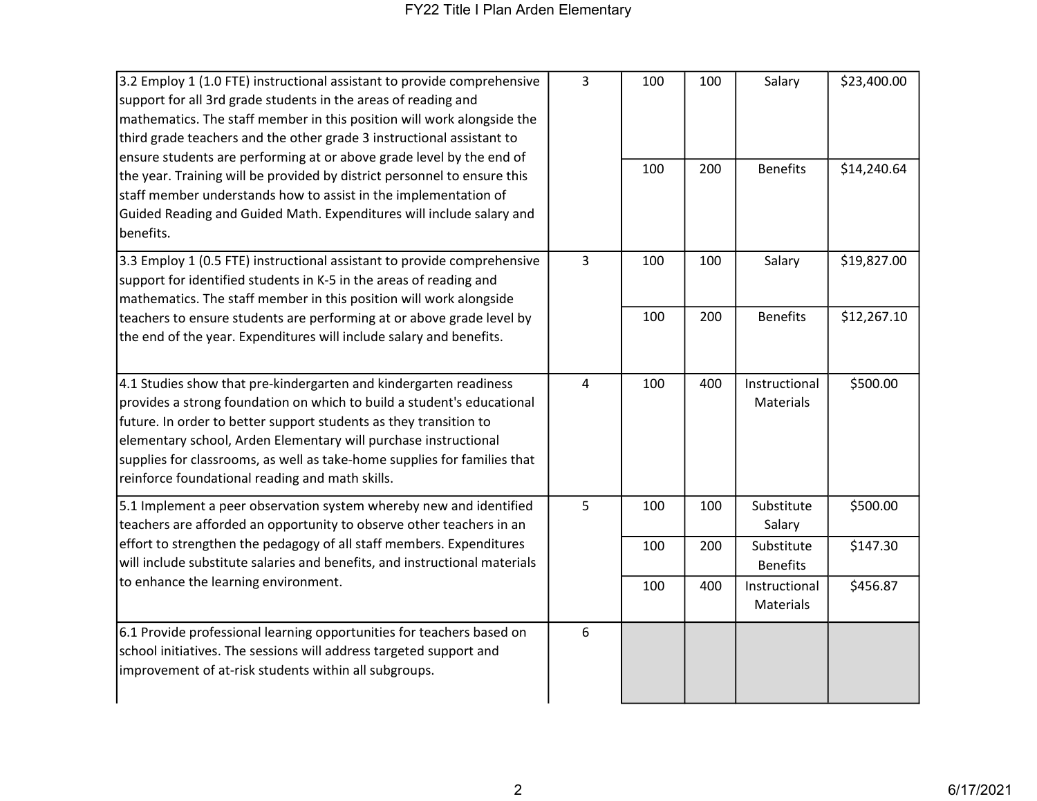| | | | | | |
|---|---|---|---|---|---|
| 3.2 Employ 1 (1.0 FTE) instructional assistant to provide comprehensive support for all 3rd grade students in the areas of reading and mathematics. The staff member in this position will work alongside the third grade teachers and the other grade 3 instructional assistant to ensure students are performing at or above grade level by the end of the year. Training will be provided by district personnel to ensure this staff member understands how to assist in the implementation of Guided Reading and Guided Math. Expenditures will include salary and benefits. | 3 | 100 | 100 | Salary | $23,400.00 |
| | | 100 | 200 | Benefits | $14,240.64 |
| 3.3 Employ 1 (0.5 FTE) instructional assistant to provide comprehensive support for identified students in K-5 in the areas of reading and mathematics. The staff member in this position will work alongside teachers to ensure students are performing at or above grade level by the end of the year. Expenditures will include salary and benefits. | 3 | 100 | 100 | Salary | $19,827.00 |
| | | 100 | 200 | Benefits | $12,267.10 |
| 4.1 Studies show that pre-kindergarten and kindergarten readiness provides a strong foundation on which to build a student's educational future. In order to better support students as they transition to elementary school, Arden Elementary will purchase instructional supplies for classrooms, as well as take-home supplies for families that reinforce foundational reading and math skills. | 4 | 100 | 400 | Instructional Materials | $500.00 |
| 5.1 Implement a peer observation system whereby new and identified teachers are afforded an opportunity to observe other teachers in an effort to strengthen the pedagogy of all staff members. Expenditures will include substitute salaries and benefits, and instructional materials to enhance the learning environment. | 5 | 100 | 100 | Substitute Salary | $500.00 |
| | | 100 | 200 | Substitute Benefits | $147.30 |
| | | 100 | 400 | Instructional Materials | $456.87 |
| 6.1 Provide professional learning opportunities for teachers based on school initiatives. The sessions will address targeted support and improvement of at-risk students within all subgroups. | 6 | | | | |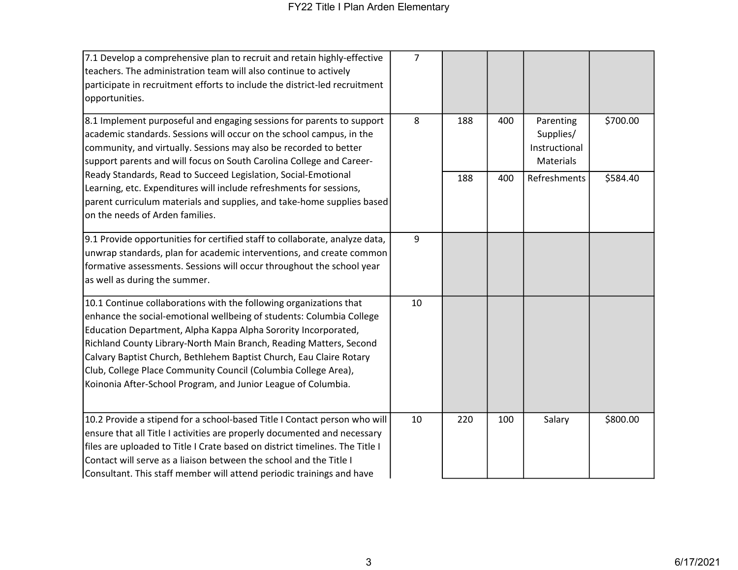| | | | | | |
|---|---|---|---|---|---|
| 7.1 Develop a comprehensive plan to recruit and retain highly-effective teachers. The administration team will also continue to actively participate in recruitment efforts to include the district-led recruitment opportunities. | 7 | | | | |
| 8.1 Implement purposeful and engaging sessions for parents to support academic standards. Sessions will occur on the school campus, in the community, and virtually. Sessions may also be recorded to better support parents and will focus on South Carolina College and Career-Ready Standards, Read to Succeed Legislation, Social-Emotional Learning, etc. Expenditures will include refreshments for sessions, parent curriculum materials and supplies, and take-home supplies based on the needs of Arden families. | 8 | 188 | 400 | Parenting Supplies/ Instructional Materials | $700.00 |
| | | 188 | 400 | Refreshments | $584.40 |
| 9.1 Provide opportunities for certified staff to collaborate, analyze data, unwrap standards, plan for academic interventions, and create common formative assessments. Sessions will occur throughout the school year as well as during the summer. | 9 | | | | |
| 10.1 Continue collaborations with the following organizations that enhance the social-emotional wellbeing of students: Columbia College Education Department, Alpha Kappa Alpha Sorority Incorporated, Richland County Library-North Main Branch, Reading Matters, Second Calvary Baptist Church, Bethlehem Baptist Church, Eau Claire Rotary Club, College Place Community Council (Columbia College Area), Koinonia After-School Program, and Junior League of Columbia. | 10 | | | | |
| 10.2 Provide a stipend for a school-based Title I Contact person who will ensure that all Title I activities are properly documented and necessary files are uploaded to Title I Crate based on district timelines. The Title I Contact will serve as a liaison between the school and the Title I Consultant. This staff member will attend periodic trainings and have | 10 | 220 | 100 | Salary | $800.00 |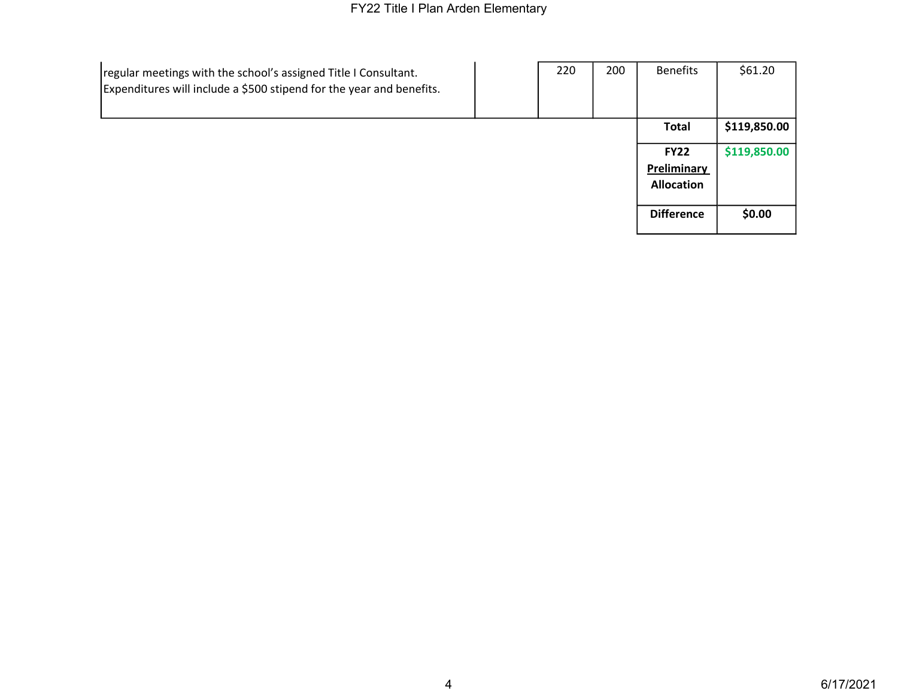| | | | | | |
|---|---|---|---|---|---|
| regular meetings with the school's assigned Title I Consultant. Expenditures will include a $500 stipend for the year and benefits. | | 220 | 200 | Benefits | $61.20 |
| | | | | **Total** | **$119,850.00** |
| | | | | **FY22 Preliminary Allocation** | **$119,850.00** |
| | | | | **Difference** | **$0.00** |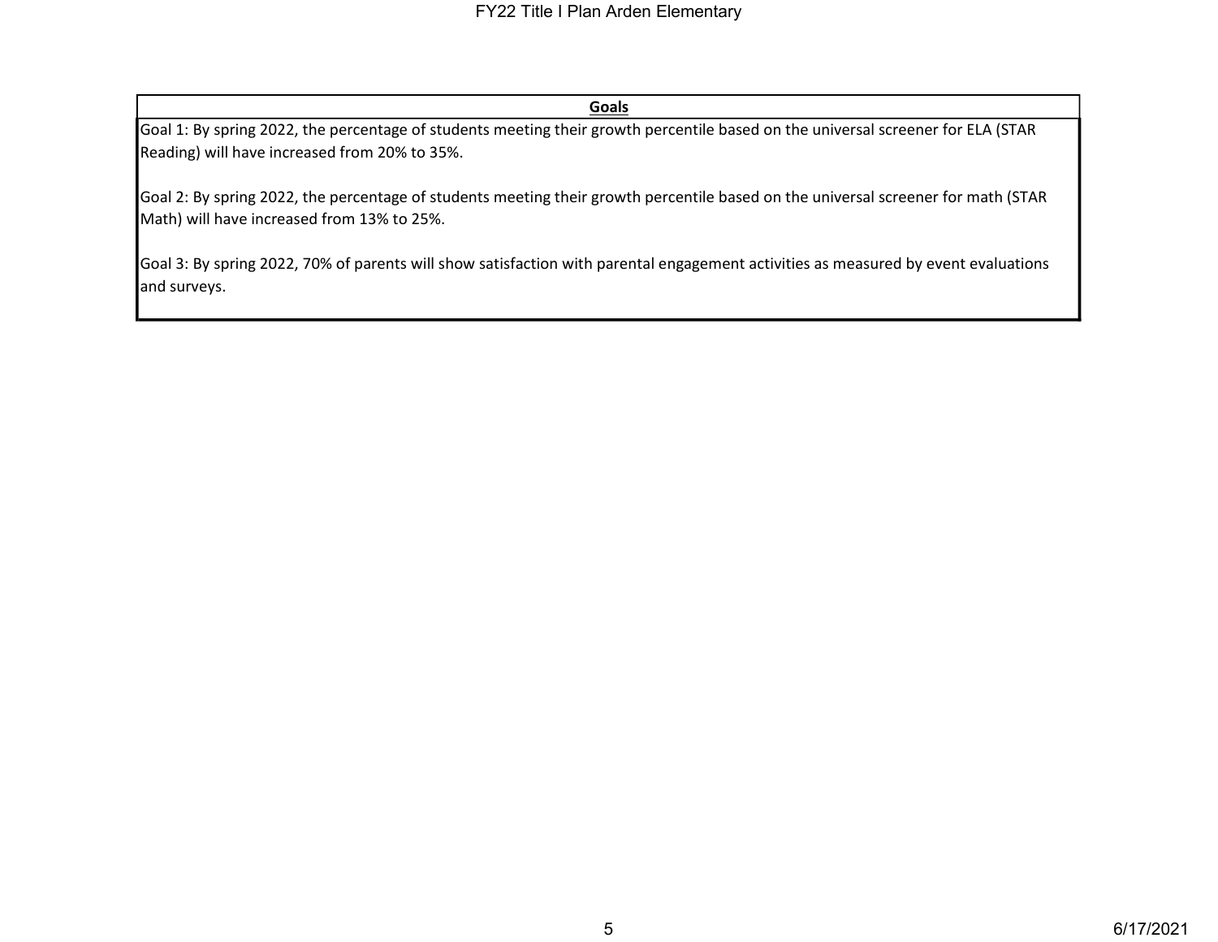## Goals

Goal 1: By spring 2022, the percentage of students meeting their growth percentile based on the universal screener for ELA (STAR Reading) will have increased from 20% to 35%.

Goal 2: By spring 2022, the percentage of students meeting their growth percentile based on the universal screener for math (STAR Math) will have increased from 13% to 25%.

Goal 3: By spring 2022, 70% of parents will show satisfaction with parental engagement activities as measured by event evaluations and surveys.